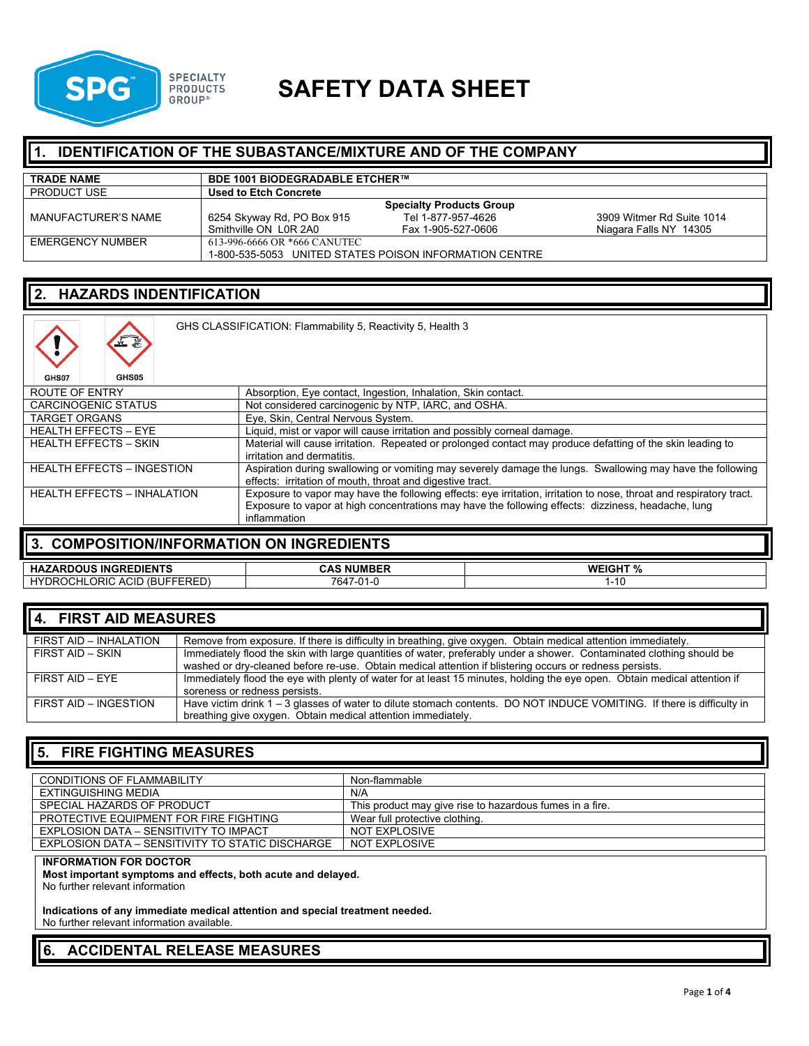# SAFETY DATA SHEET

## 1. IDENTIFICATION OF THE SUBASTANCE/MIXTURE AND OF THE COMPANY

| TRADE NAME | BDE 1001 BIODEGRADABLE ETCHER™ |
|---|---|
| PRODUCT USE | Used to Etch Concrete |
| MANUFACTURER'S NAME | **Specialty Products Group**<br>6254 Skyway Rd, PO Box 915, Smithville ON L0R 2A0<br>Tel 1-877-957-4626<br>Fax 1-905-527-0606<br>3909 Witmer Rd Suite 1014, Niagara Falls NY 14305 |
| EMERGENCY NUMBER | 613-996-6666 OR *666 CANUTEC<br>1-800-535-5053 UNITED STATES POISON INFORMATION CENTRE |

## 2. HAZARDS INDENTIFICATION

GHS07 GHS05

GHS CLASSIFICATION: Flammability 5, Reactivity 5, Health 3

| ROUTE OF ENTRY | Absorption, Eye contact, Ingestion, Inhalation, Skin contact. |
|---|---|
| CARCINOGENIC STATUS | Not considered carcinogenic by NTP, IARC, and OSHA. |
| TARGET ORGANS | Eye, Skin, Central Nervous System. |
| HEALTH EFFECTS – EYE | Liquid, mist or vapor will cause irritation and possibly corneal damage. |
| HEALTH EFFECTS – SKIN | Material will cause irritation. Repeated or prolonged contact may produce defatting of the skin leading to irritation and dermatitis. |
| HEALTH EFFECTS – INGESTION | Aspiration during swallowing or vomiting may severely damage the lungs. Swallowing may have the following effects: irritation of mouth, throat and digestive tract. |
| HEALTH EFFECTS – INHALATION | Exposure to vapor may have the following effects: eye irritation, irritation to nose, throat and respiratory tract. Exposure to vapor at high concentrations may have the following effects: dizziness, headache, lung inflammation |

## 3. COMPOSITION/INFORMATION ON INGREDIENTS

| HAZARDOUS INGREDIENTS | CAS NUMBER | WEIGHT % |
|---|---|---|
| HYDROCHLORIC ACID (BUFFERED) | 7647-01-0 | 1-10 |

## 4. FIRST AID MEASURES

| FIRST AID – INHALATION | Remove from exposure. If there is difficulty in breathing, give oxygen. Obtain medical attention immediately. |
|---|---|
| FIRST AID – SKIN | Immediately flood the skin with large quantities of water, preferably under a shower. Contaminated clothing should be washed or dry-cleaned before re-use. Obtain medical attention if blistering occurs or redness persists. |
| FIRST AID – EYE | Immediately flood the eye with plenty of water for at least 15 minutes, holding the eye open. Obtain medical attention if soreness or redness persists. |
| FIRST AID – INGESTION | Have victim drink 1 – 3 glasses of water to dilute stomach contents. DO NOT INDUCE VOMITING. If there is difficulty in breathing give oxygen. Obtain medical attention immediately. |

## 5. FIRE FIGHTING MEASURES

| CONDITIONS OF FLAMMABILITY | Non-flammable |
|---|---|
| EXTINGUISHING MEDIA | N/A |
| SPECIAL HAZARDS OF PRODUCT | This product may give rise to hazardous fumes in a fire. |
| PROTECTIVE EQUIPMENT FOR FIRE FIGHTING | Wear full protective clothing. |
| EXPLOSION DATA – SENSITIVITY TO IMPACT | NOT EXPLOSIVE |
| EXPLOSION DATA – SENSITIVITY TO STATIC DISCHARGE | NOT EXPLOSIVE |

**INFORMATION FOR DOCTOR**

**Most important symptoms and effects, both acute and delayed.**

No further relevant information

**Indications of any immediate medical attention and special treatment needed.**

No further relevant information available.

## 6. ACCIDENTAL RELEASE MEASURES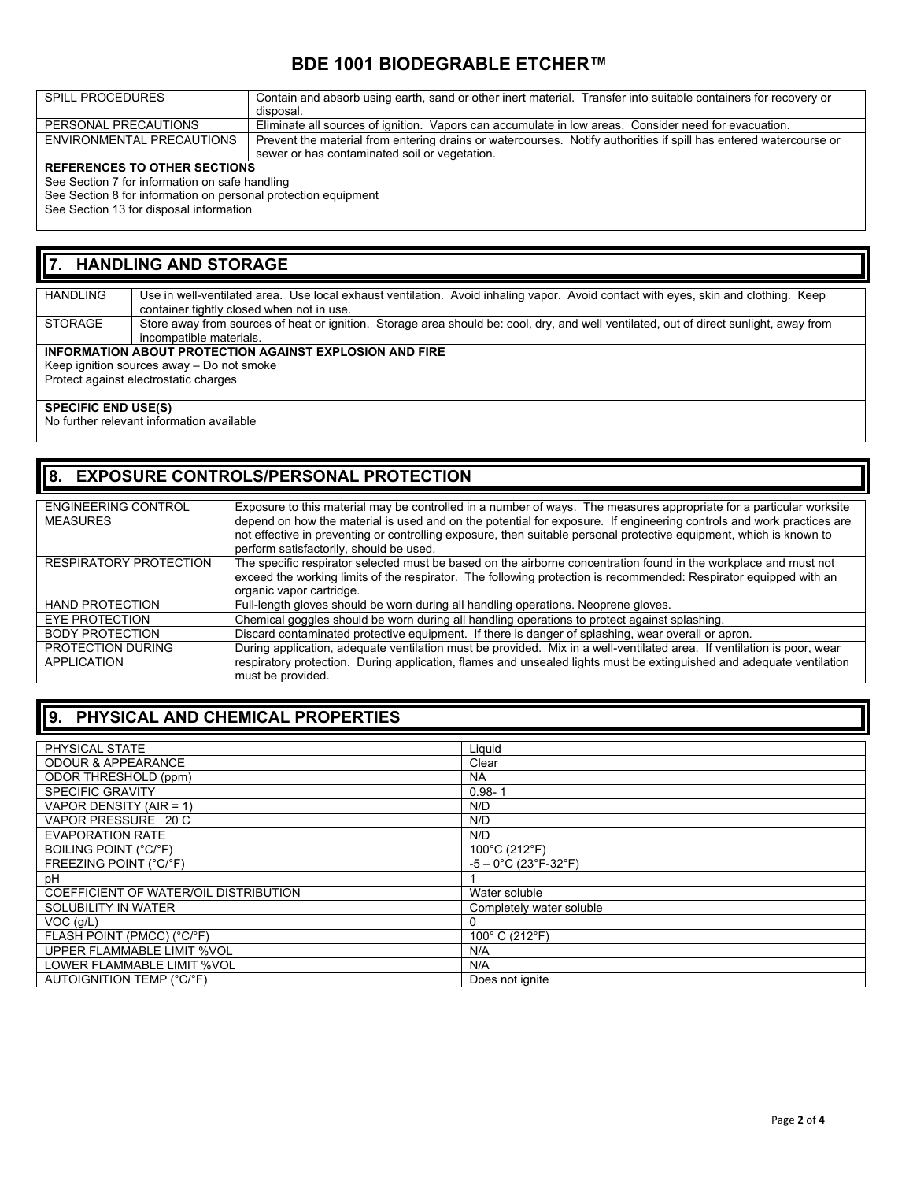# BDE 1001 BIODEGRABLE ETCHER™

| | |
|---|---|
| SPILL PROCEDURES | Contain and absorb using earth, sand or other inert material. Transfer into suitable containers for recovery or disposal. |
| PERSONAL PRECAUTIONS | Eliminate all sources of ignition. Vapors can accumulate in low areas. Consider need for evacuation. |
| ENVIRONMENTAL PRECAUTIONS | Prevent the material from entering drains or watercourses. Notify authorities if spill has entered watercourse or sewer or has contaminated soil or vegetation. |

**REFERENCES TO OTHER SECTIONS**

See Section 7 for information on safe handling
See Section 8 for information on personal protection equipment
See Section 13 for disposal information

## 7. HANDLING AND STORAGE

| | |
|---|---|
| HANDLING | Use in well-ventilated area. Use local exhaust ventilation. Avoid inhaling vapor. Avoid contact with eyes, skin and clothing. Keep container tightly closed when not in use. |
| STORAGE | Store away from sources of heat or ignition. Storage area should be: cool, dry, and well ventilated, out of direct sunlight, away from incompatible materials. |

**INFORMATION ABOUT PROTECTION AGAINST EXPLOSION AND FIRE**

Keep ignition sources away – Do not smoke
Protect against electrostatic charges

**SPECIFIC END USE(S)**

No further relevant information available

## 8. EXPOSURE CONTROLS/PERSONAL PROTECTION

| | |
|---|---|
| ENGINEERING CONTROL MEASURES | Exposure to this material may be controlled in a number of ways. The measures appropriate for a particular worksite depend on how the material is used and on the potential for exposure. If engineering controls and work practices are not effective in preventing or controlling exposure, then suitable personal protective equipment, which is known to perform satisfactorily, should be used. |
| RESPIRATORY PROTECTION | The specific respirator selected must be based on the airborne concentration found in the workplace and must not exceed the working limits of the respirator. The following protection is recommended: Respirator equipped with an organic vapor cartridge. |
| HAND PROTECTION | Full-length gloves should be worn during all handling operations. Neoprene gloves. |
| EYE PROTECTION | Chemical goggles should be worn during all handling operations to protect against splashing. |
| BODY PROTECTION | Discard contaminated protective equipment. If there is danger of splashing, wear overall or apron. |
| PROTECTION DURING APPLICATION | During application, adequate ventilation must be provided. Mix in a well-ventilated area. If ventilation is poor, wear respiratory protection. During application, flames and unsealed lights must be extinguished and adequate ventilation must be provided. |

## 9. PHYSICAL AND CHEMICAL PROPERTIES

| | |
|---|---|
| PHYSICAL STATE | Liquid |
| ODOUR & APPEARANCE | Clear |
| ODOR THRESHOLD (ppm) | NA |
| SPECIFIC GRAVITY | 0.98- 1 |
| VAPOR DENSITY (AIR = 1) | N/D |
| VAPOR PRESSURE 20 C | N/D |
| EVAPORATION RATE | N/D |
| BOILING POINT (°C/°F) | 100°C (212°F) |
| FREEZING POINT (°C/°F) | -5 – 0°C (23°F-32°F) |
| pH | 1 |
| COEFFICIENT OF WATER/OIL DISTRIBUTION | Water soluble |
| SOLUBILITY IN WATER | Completely water soluble |
| VOC (g/L) | 0 |
| FLASH POINT (PMCC) (°C/°F) | 100° C (212°F) |
| UPPER FLAMMABLE LIMIT %VOL | N/A |
| LOWER FLAMMABLE LIMIT %VOL | N/A |
| AUTOIGNITION TEMP (°C/°F) | Does not ignite |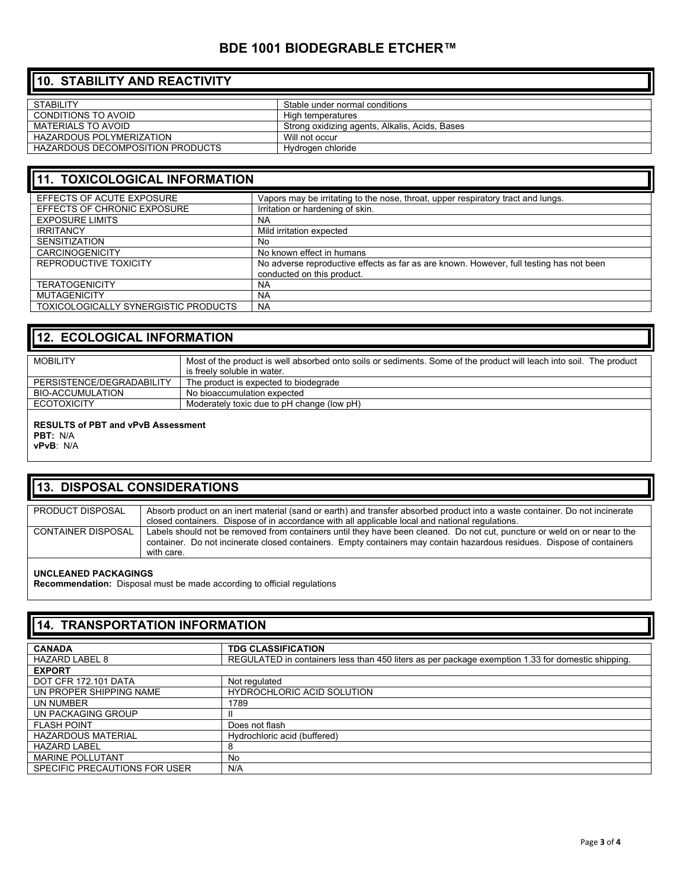# BDE 1001 BIODEGRABLE ETCHER™

## 10. STABILITY AND REACTIVITY

| | |
|---|---|
| STABILITY | Stable under normal conditions |
| CONDITIONS TO AVOID | High temperatures |
| MATERIALS TO AVOID | Strong oxidizing agents, Alkalis, Acids, Bases |
| HAZARDOUS POLYMERIZATION | Will not occur |
| HAZARDOUS DECOMPOSITION PRODUCTS | Hydrogen chloride |

## 11. TOXICOLOGICAL INFORMATION

| | |
|---|---|
| EFFECTS OF ACUTE EXPOSURE | Vapors may be irritating to the nose, throat, upper respiratory tract and lungs. |
| EFFECTS OF CHRONIC EXPOSURE | Irritation or hardening of skin. |
| EXPOSURE LIMITS | NA |
| IRRITANCY | Mild irritation expected |
| SENSITIZATION | No |
| CARCINOGENICITY | No known effect in humans |
| REPRODUCTIVE TOXICITY | No adverse reproductive effects as far as are known. However, full testing has not been conducted on this product. |
| TERATOGENICITY | NA |
| MUTAGENICITY | NA |
| TOXICOLOGICALLY SYNERGISTIC PRODUCTS | NA |

## 12. ECOLOGICAL INFORMATION

| | |
|---|---|
| MOBILITY | Most of the product is well absorbed onto soils or sediments. Some of the product will leach into soil. The product is freely soluble in water. |
| PERSISTENCE/DEGRADABILITY | The product is expected to biodegrade |
| BIO-ACCUMULATION | No bioaccumulation expected |
| ECOTOXICITY | Moderately toxic due to pH change (low pH) |

**RESULTS of PBT and vPvB Assessment**
**PBT:** N/A
**vPvB**: N/A

## 13. DISPOSAL CONSIDERATIONS

| | |
|---|---|
| PRODUCT DISPOSAL | Absorb product on an inert material (sand or earth) and transfer absorbed product into a waste container. Do not incinerate closed containers. Dispose of in accordance with all applicable local and national regulations. |
| CONTAINER DISPOSAL | Labels should not be removed from containers until they have been cleaned. Do not cut, puncture or weld on or near to the container. Do not incinerate closed containers. Empty containers may contain hazardous residues. Dispose of containers with care. |

**UNCLEANED PACKAGINGS**
**Recommendation:** Disposal must be made according to official regulations

## 14. TRANSPORTATION INFORMATION

| **CANADA** | **TDG CLASSIFICATION** |
|---|---|
| HAZARD LABEL 8 | REGULATED in containers less than 450 liters as per package exemption 1.33 for domestic shipping. |
| **EXPORT** | |
| DOT CFR 172.101 DATA | Not regulated |
| UN PROPER SHIPPING NAME | HYDROCHLORIC ACID SOLUTION |
| UN NUMBER | 1789 |
| UN PACKAGING GROUP | II |
| FLASH POINT | Does not flash |
| HAZARDOUS MATERIAL | Hydrochloric acid (buffered) |
| HAZARD LABEL | 8 |
| MARINE POLLUTANT | No |
| SPECIFIC PRECAUTIONS FOR USER | N/A |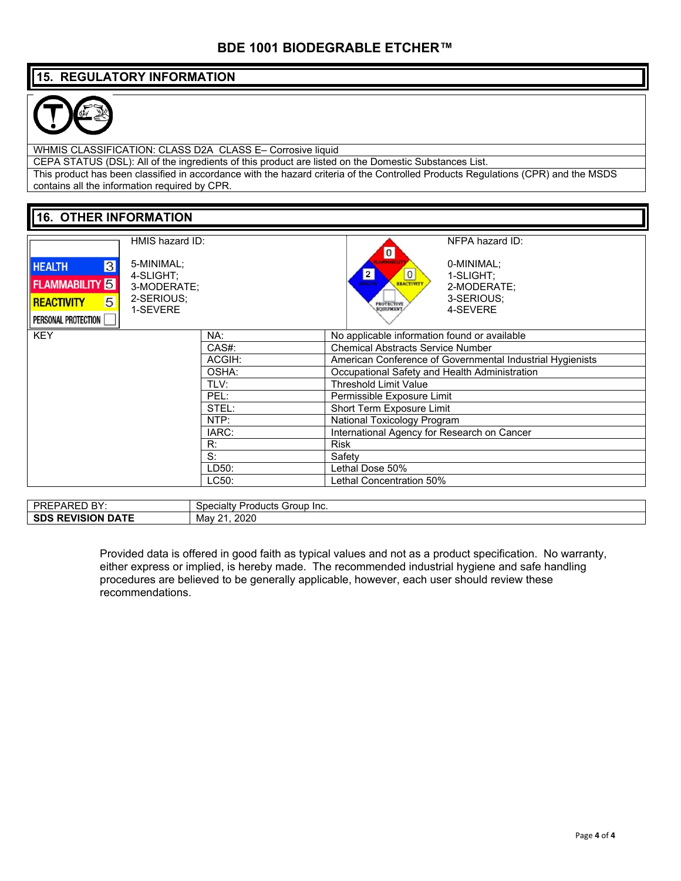## 15. REGULATORY INFORMATION

WHMIS CLASSIFICATION: CLASS D2A CLASS E– Corrosive liquid

CEPA STATUS (DSL): All of the ingredients of this product are listed on the Domestic Substances List.

This product has been classified in accordance with the hazard criteria of the Controlled Products Regulations (CPR) and the MSDS contains all the information required by CPR.

## 16. OTHER INFORMATION

HEALTH 3
FLAMMABILITY 5
REACTIVITY 5
PERSONAL PROTECTION

HMIS hazard ID:

5-MINIMAL;
4-SLIGHT;
3-MODERATE;
2-SERIOUS;
1-SEVERE

FLAMMABILITY 0
HEALTH 2
REACTIVITY 0
PROTECTIVE EQUIPMENT

NFPA hazard ID:

0-MINIMAL;
1-SLIGHT;
2-MODERATE;
3-SERIOUS;
4-SEVERE

| | | |
|---|---|---|
| KEY | NA: | No applicable information found or available |
| | CAS#: | Chemical Abstracts Service Number |
| | ACGIH: | American Conference of Governmental Industrial Hygienists |
| | OSHA: | Occupational Safety and Health Administration |
| | TLV: | Threshold Limit Value |
| | PEL: | Permissible Exposure Limit |
| | STEL: | Short Term Exposure Limit |
| | NTP: | National Toxicology Program |
| | IARC: | International Agency for Research on Cancer |
| | R: | Risk |
| | S: | Safety |
| | LD50: | Lethal Dose 50% |
| | LC50: | Lethal Concentration 50% |

| | |
|---|---|
| PREPARED BY: | Specialty Products Group Inc. |
| **SDS REVISION DATE** | May 21, 2020 |

Provided data is offered in good faith as typical values and not as a product specification. No warranty, either express or implied, is hereby made. The recommended industrial hygiene and safe handling procedures are believed to be generally applicable, however, each user should review these recommendations.